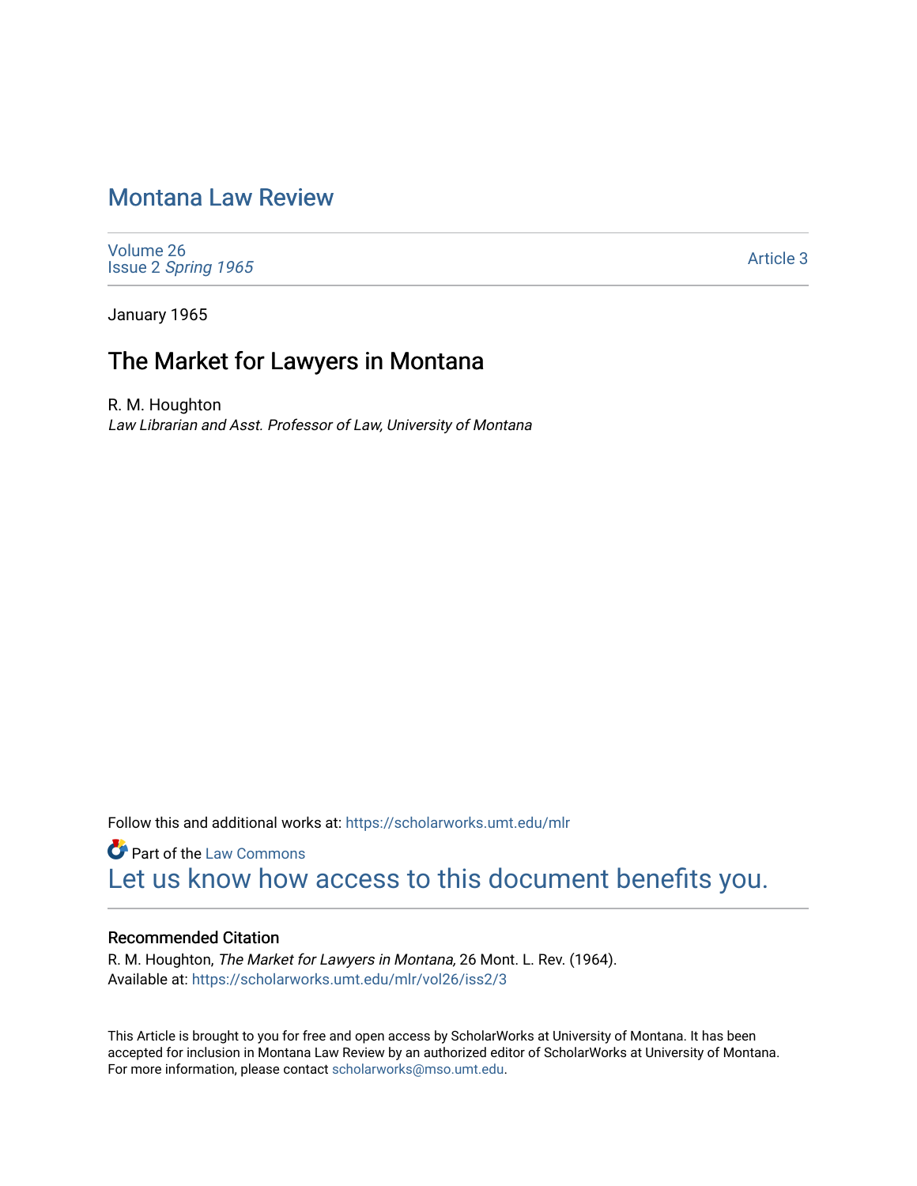# Montana Law Review

Volume 26
Issue 2 *Spring 1965*

Article 3

January 1965

## The Market for Lawyers in Montana

R. M. Houghton
*Law Librarian and Asst. Professor of Law, University of Montana*

Follow this and additional works at: https://scholarworks.umt.edu/mlr

Part of the Law Commons
Let us know how access to this document benefits you.

### Recommended Citation

R. M. Houghton, *The Market for Lawyers in Montana*, 26 Mont. L. Rev. (1964).
Available at: https://scholarworks.umt.edu/mlr/vol26/iss2/3

This Article is brought to you for free and open access by ScholarWorks at University of Montana. It has been accepted for inclusion in Montana Law Review by an authorized editor of ScholarWorks at University of Montana. For more information, please contact scholarworks@mso.umt.edu.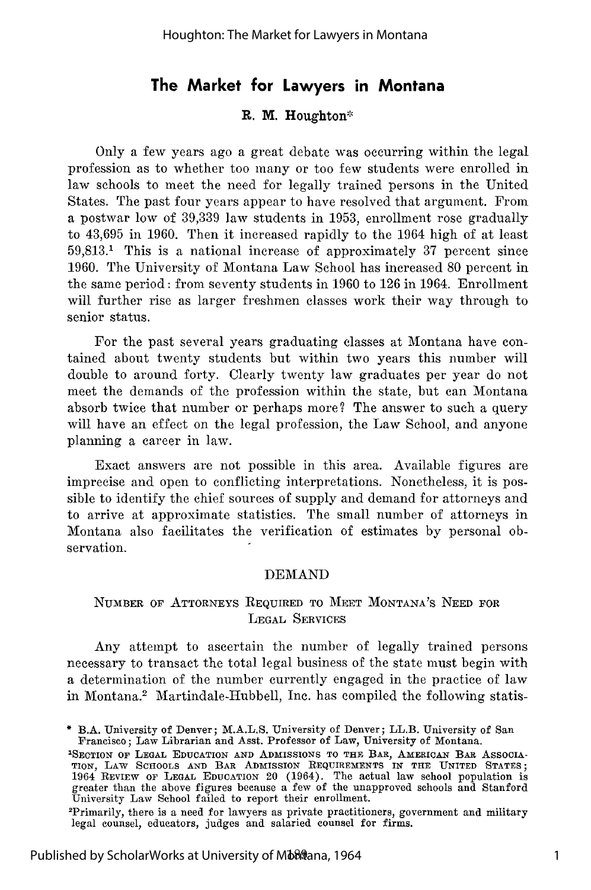# The Market for Lawyers in Montana

**R. M. Houghton***

Only a few years ago a great debate was occurring within the legal profession as to whether too many or too few students were enrolled in law schools to meet the need for legally trained persons in the United States. The past four years appear to have resolved that argument. From a postwar low of 39,339 law students in 1953, enrollment rose gradually to 43,695 in 1960. Then it increased rapidly to the 1964 high of at least 59,813.[1] This is a national increase of approximately 37 percent since 1960. The University of Montana Law School has increased 80 percent in the same period: from seventy students in 1960 to 126 in 1964. Enrollment will further rise as larger freshmen classes work their way through to senior status.

For the past several years graduating classes at Montana have contained about twenty students but within two years this number will double to around forty. Clearly twenty law graduates per year do not meet the demands of the profession within the state, but can Montana absorb twice that number or perhaps more? The answer to such a query will have an effect on the legal profession, the Law School, and anyone planning a career in law.

Exact answers are not possible in this area. Available figures are imprecise and open to conflicting interpretations. Nonetheless, it is possible to identify the chief sources of supply and demand for attorneys and to arrive at approximate statistics. The small number of attorneys in Montana also facilitates the verification of estimates by personal observation.

## DEMAND

### Number of Attorneys Required to Meet Montana's Need for Legal Services

Any attempt to ascertain the number of legally trained persons necessary to transact the total legal business of the state must begin with a determination of the number currently engaged in the practice of law in Montana.[2] Martindale-Hubbell, Inc. has compiled the following statis-

---

\* B.A. University of Denver; M.A.L.S. University of Denver; LL.B. University of San Francisco; Law Librarian and Asst. Professor of Law, University of Montana.

[1] Section of Legal Education and Admissions to the Bar, American Bar Association, Law Schools and Bar Admission Requirements in the United States; 1964 Review of Legal Education 20 (1964). The actual law school population is greater than the above figures because a few of the unapproved schools and Stanford University Law School failed to report their enrollment.

[2] Primarily, there is a need for lawyers as private practitioners, government and military legal counsel, educators, judges and salaried counsel for firms.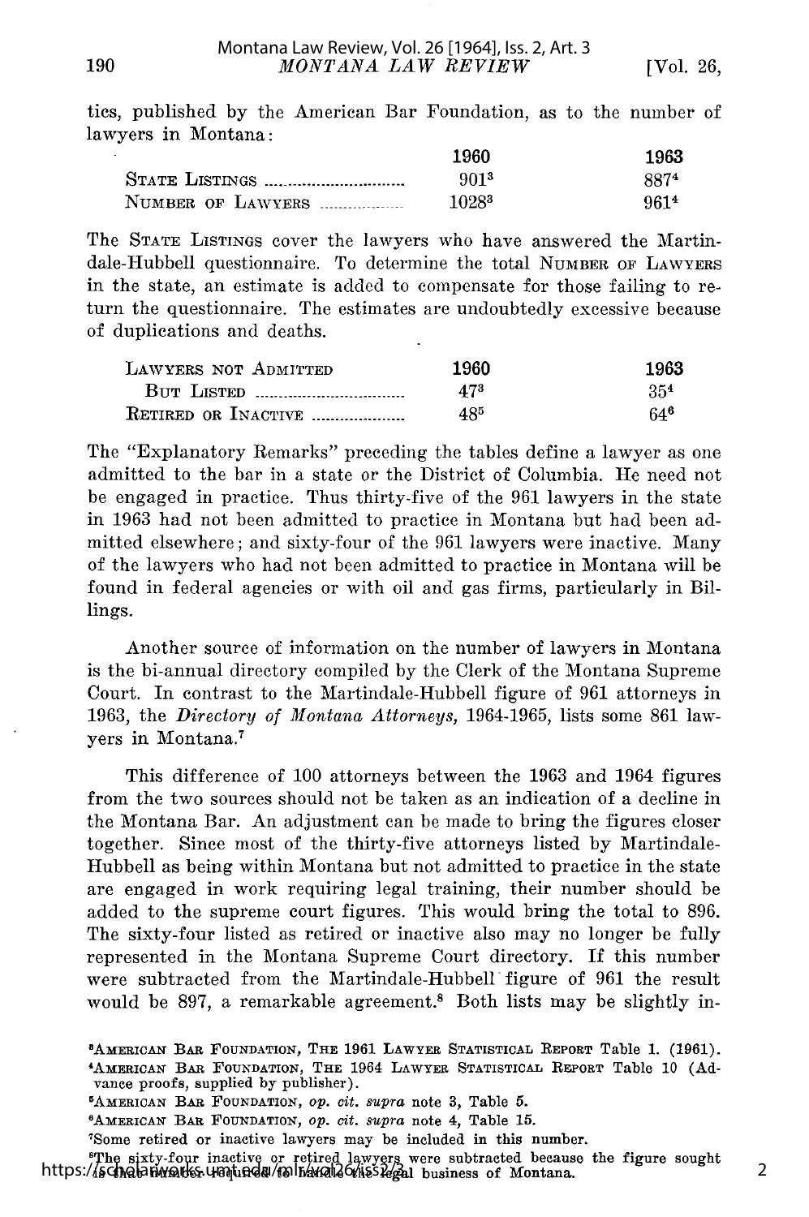ties, published by the American Bar Foundation, as to the number of lawyers in Montana:

| | 1960 | 1963 |
|---|---|---|
| STATE LISTINGS | 901[3] | 887[4] |
| NUMBER OF LAWYERS | 1028[3] | 961[4] |

The STATE LISTINGS cover the lawyers who have answered the Martindale-Hubbell questionnaire. To determine the total NUMBER OF LAWYERS in the state, an estimate is added to compensate for those failing to return the questionnaire. The estimates are undoubtedly excessive because of duplications and deaths.

| | 1960 | 1963 |
|---|---|---|
| LAWYERS NOT ADMITTED BUT LISTED | 47[3] | 35[4] |
| RETIRED OR INACTIVE | 48[5] | 64[6] |

The "Explanatory Remarks" preceding the tables define a lawyer as one admitted to the bar in a state or the District of Columbia. He need not be engaged in practice. Thus thirty-five of the 961 lawyers in the state in 1963 had not been admitted to practice in Montana but had been admitted elsewhere; and sixty-four of the 961 lawyers were inactive. Many of the lawyers who had not been admitted to practice in Montana will be found in federal agencies or with oil and gas firms, particularly in Billings.

Another source of information on the number of lawyers in Montana is the bi-annual directory compiled by the Clerk of the Montana Supreme Court. In contrast to the Martindale-Hubbell figure of 961 attorneys in 1963, the *Directory of Montana Attorneys*, 1964-1965, lists some 861 lawyers in Montana.[7]

This difference of 100 attorneys between the 1963 and 1964 figures from the two sources should not be taken as an indication of a decline in the Montana Bar. An adjustment can be made to bring the figures closer together. Since most of the thirty-five attorneys listed by Martindale-Hubbell as being within Montana but not admitted to practice in the state are engaged in work requiring legal training, their number should be added to the supreme court figures. This would bring the total to 896. The sixty-four listed as retired or inactive also may no longer be fully represented in the Montana Supreme Court directory. If this number were subtracted from the Martindale-Hubbell figure of 961 the result would be 897, a remarkable agreement.[8] Both lists may be slightly in-

[3] AMERICAN BAR FOUNDATION, THE 1961 LAWYER STATISTICAL REPORT Table 1. (1961).

[4] AMERICAN BAR FOUNDATION, THE 1964 LAWYER STATISTICAL REPORT Table 10 (Advance proofs, supplied by publisher).

[5] AMERICAN BAR FOUNDATION, *op. cit. supra* note 3, Table 5.

[6] AMERICAN BAR FOUNDATION, *op. cit. supra* note 4, Table 15.

[7] Some retired or inactive lawyers may be included in this number.

[8] The sixty-four inactive or retired lawyers were subtracted because the figure sought is that number required to handle the legal business of Montana.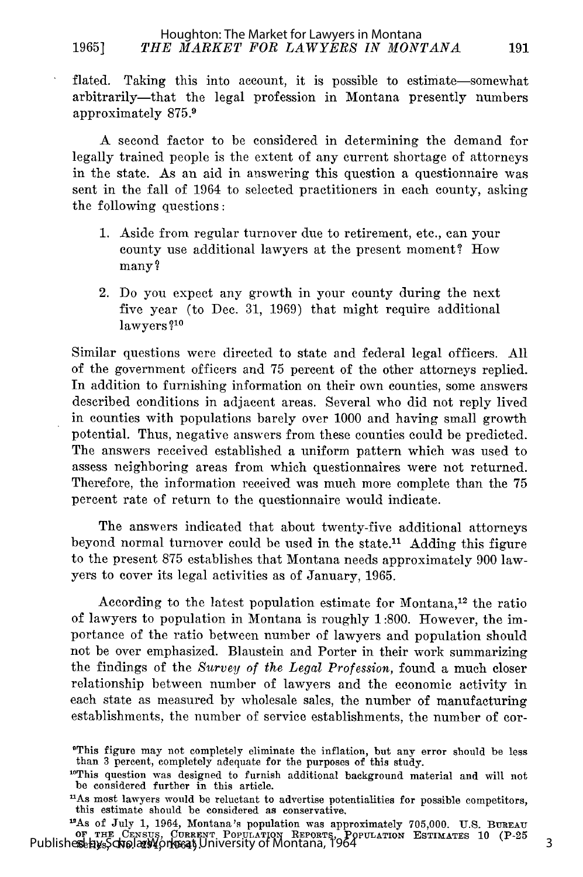flated. Taking this into account, it is possible to estimate—somewhat arbitrarily—that the legal profession in Montana presently numbers approximately 875.[9]

A second factor to be considered in determining the demand for legally trained people is the extent of any current shortage of attorneys in the state. As an aid in answering this question a questionnaire was sent in the fall of 1964 to selected practitioners in each county, asking the following questions:

1. Aside from regular turnover due to retirement, etc., can your county use additional lawyers at the present moment? How many?
2. Do you expect any growth in your county during the next five year (to Dec. 31, 1969) that might require additional lawyers?[10]

Similar questions were directed to state and federal legal officers. All of the government officers and 75 percent of the other attorneys replied. In addition to furnishing information on their own counties, some answers described conditions in adjacent areas. Several who did not reply lived in counties with populations barely over 1000 and having small growth potential. Thus, negative answers from these counties could be predicted. The answers received established a uniform pattern which was used to assess neighboring areas from which questionnaires were not returned. Therefore, the information received was much more complete than the 75 percent rate of return to the questionnaire would indicate.

The answers indicated that about twenty-five additional attorneys beyond normal turnover could be used in the state.[11] Adding this figure to the present 875 establishes that Montana needs approximately 900 lawyers to cover its legal activities as of January, 1965.

According to the latest population estimate for Montana,[12] the ratio of lawyers to population in Montana is roughly 1:800. However, the importance of the ratio between number of lawyers and population should not be over emphasized. Blaustein and Porter in their work summarizing the findings of the *Survey of the Legal Profession*, found a much closer relationship between number of lawyers and the economic activity in each state as measured by wholesale sales, the number of manufacturing establishments, the number of service establishments, the number of cor-

---

[9] This figure may not completely eliminate the inflation, but any error should be less than 3 percent, completely adequate for the purposes of this study.

[10] This question was designed to furnish additional background material and will not be considered further in this article.

[11] As most lawyers would be reluctant to advertise potentialities for possible competitors, this estimate should be considered as conservative.

[12] As of July 1, 1964, Montana's population was approximately 705,000. U.S. BUREAU OF THE CENSUS, CURRENT POPULATION REPORTS, POPULATION ESTIMATES 10 (P-25 Series, No. 294, 1964).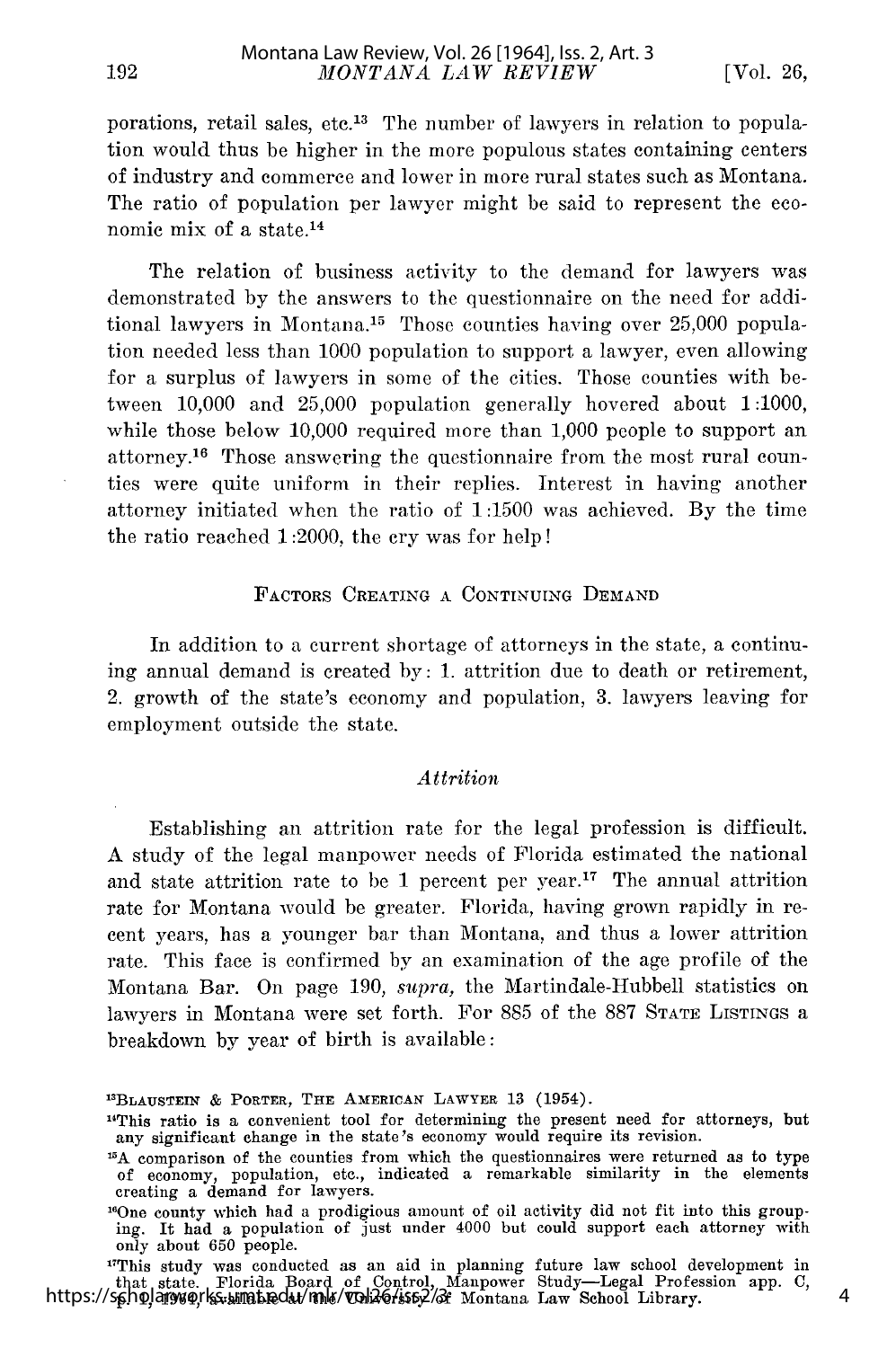porations, retail sales, etc.[13] The number of lawyers in relation to population would thus be higher in the more populous states containing centers of industry and commerce and lower in more rural states such as Montana. The ratio of population per lawyer might be said to represent the economic mix of a state.[14]

The relation of business activity to the demand for lawyers was demonstrated by the answers to the questionnaire on the need for additional lawyers in Montana.[15] Those counties having over 25,000 population needed less than 1000 population to support a lawyer, even allowing for a surplus of lawyers in some of the cities. Those counties with between 10,000 and 25,000 population generally hovered about 1:1000, while those below 10,000 required more than 1,000 people to support an attorney.[16] Those answering the questionnaire from the most rural counties were quite uniform in their replies. Interest in having another attorney initiated when the ratio of 1:1500 was achieved. By the time the ratio reached 1:2000, the cry was for help!

## FACTORS CREATING A CONTINUING DEMAND

In addition to a current shortage of attorneys in the state, a continuing annual demand is created by: 1. attrition due to death or retirement, 2. growth of the state's economy and population, 3. lawyers leaving for employment outside the state.

### *Attrition*

Establishing an attrition rate for the legal profession is difficult. A study of the legal manpower needs of Florida estimated the national and state attrition rate to be 1 percent per year.[17] The annual attrition rate for Montana would be greater. Florida, having grown rapidly in recent years, has a younger bar than Montana, and thus a lower attrition rate. This face is confirmed by an examination of the age profile of the Montana Bar. On page 190, *supra,* the Martindale-Hubbell statistics on lawyers in Montana were set forth. For 885 of the 887 STATE LISTINGS a breakdown by year of birth is available:

[13] BLAUSTEIN & PORTER, THE AMERICAN LAWYER 13 (1954).

[14] This ratio is a convenient tool for determining the present need for attorneys, but any significant change in the state's economy would require its revision.

[15] A comparison of the counties from which the questionnaires were returned as to type of economy, population, etc., indicated a remarkable similarity in the elements creating a demand for lawyers.

[16] One county which had a prodigious amount of oil activity did not fit into this grouping. It had a population of just under 4000 but could support each attorney with only about 650 people.

[17] This study was conducted as an aid in planning future law school development in that state. Florida Board of Control, Manpower Study—Legal Profession app. C, p. 9, 1960, available at the University of Montana Law School Library.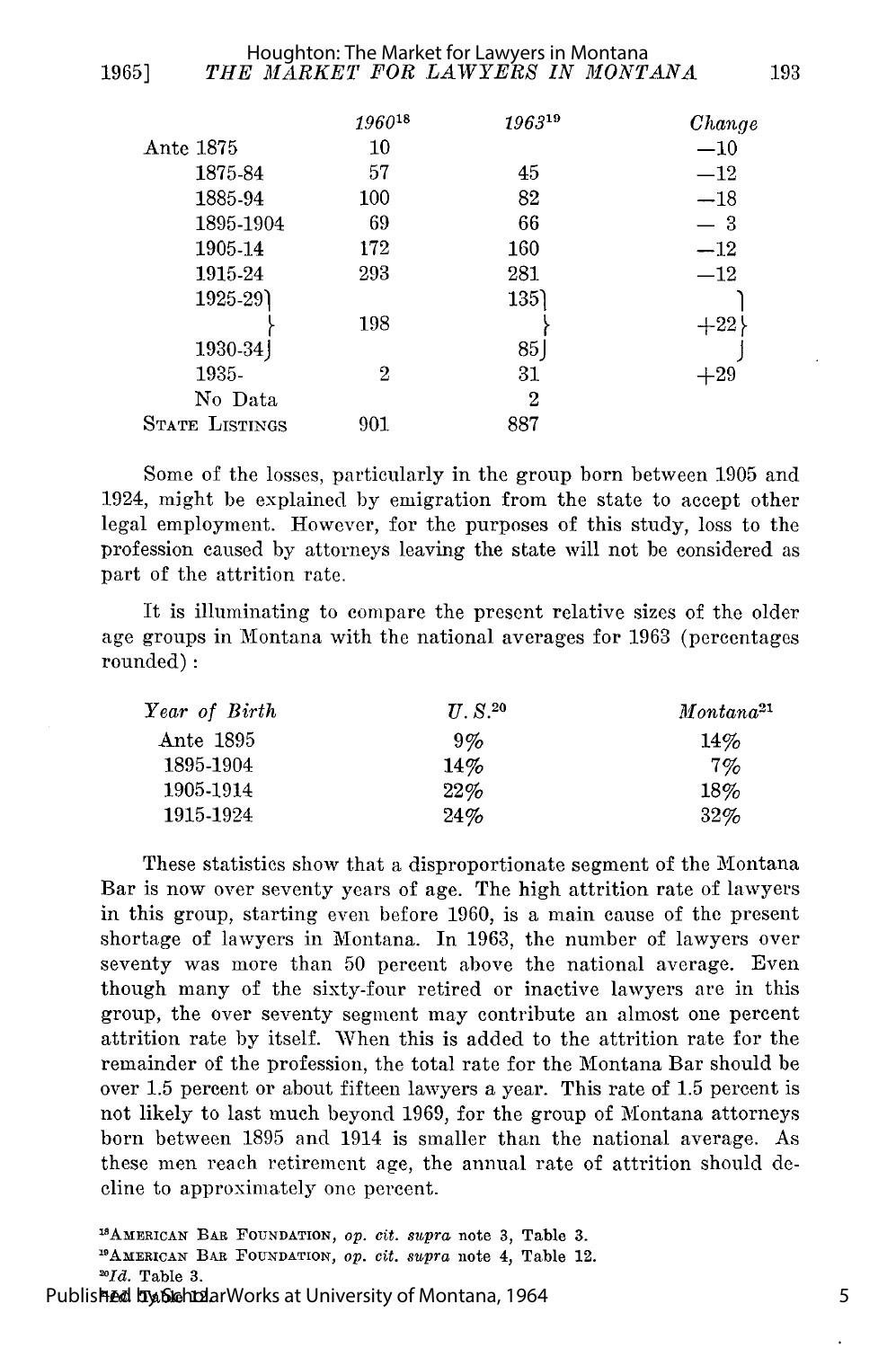| | 1960[18] | 1963[19] | Change |
|---|---|---|---|
| Ante 1875 | 10 | | —10 |
| 1875-84 | 57 | 45 | —12 |
| 1885-94 | 100 | 82 | —18 |
| 1895-1904 | 69 | 66 | — 3 |
| 1905-14 | 172 | 160 | —12 |
| 1915-24 | 293 | 281 | —12 |
| 1925-29 } 1930-34 | 198 | 135 } 85 | +22 |
| 1935- | 2 | 31 | +29 |
| No Data | | 2 | |
| STATE LISTINGS | 901 | 887 | |

Some of the losses, particularly in the group born between 1905 and 1924, might be explained by emigration from the state to accept other legal employment. However, for the purposes of this study, loss to the profession caused by attorneys leaving the state will not be considered as part of the attrition rate.

It is illuminating to compare the present relative sizes of the older age groups in Montana with the national averages for 1963 (percentages rounded):

| *Year of Birth* | *U. S.*[20] | *Montana*[21] |
|---|---|---|
| Ante 1895 | 9% | 14% |
| 1895-1904 | 14% | 7% |
| 1905-1914 | 22% | 18% |
| 1915-1924 | 24% | 32% |

These statistics show that a disproportionate segment of the Montana Bar is now over seventy years of age. The high attrition rate of lawyers in this group, starting even before 1960, is a main cause of the present shortage of lawyers in Montana. In 1963, the number of lawyers over seventy was more than 50 percent above the national average. Even though many of the sixty-four retired or inactive lawyers are in this group, the over seventy segment may contribute an almost one percent attrition rate by itself. When this is added to the attrition rate for the remainder of the profession, the total rate for the Montana Bar should be over 1.5 percent or about fifteen lawyers a year. This rate of 1.5 percent is not likely to last much beyond 1969, for the group of Montana attorneys born between 1895 and 1914 is smaller than the national average. As these men reach retirement age, the annual rate of attrition should decline to approximately one percent.

[18]AMERICAN BAR FOUNDATION, *op. cit. supra* note 3, Table 3.
[19]AMERICAN BAR FOUNDATION, *op. cit. supra* note 4, Table 12.
[20]*Id.* Table 3.
[21]*Id.* Table 12.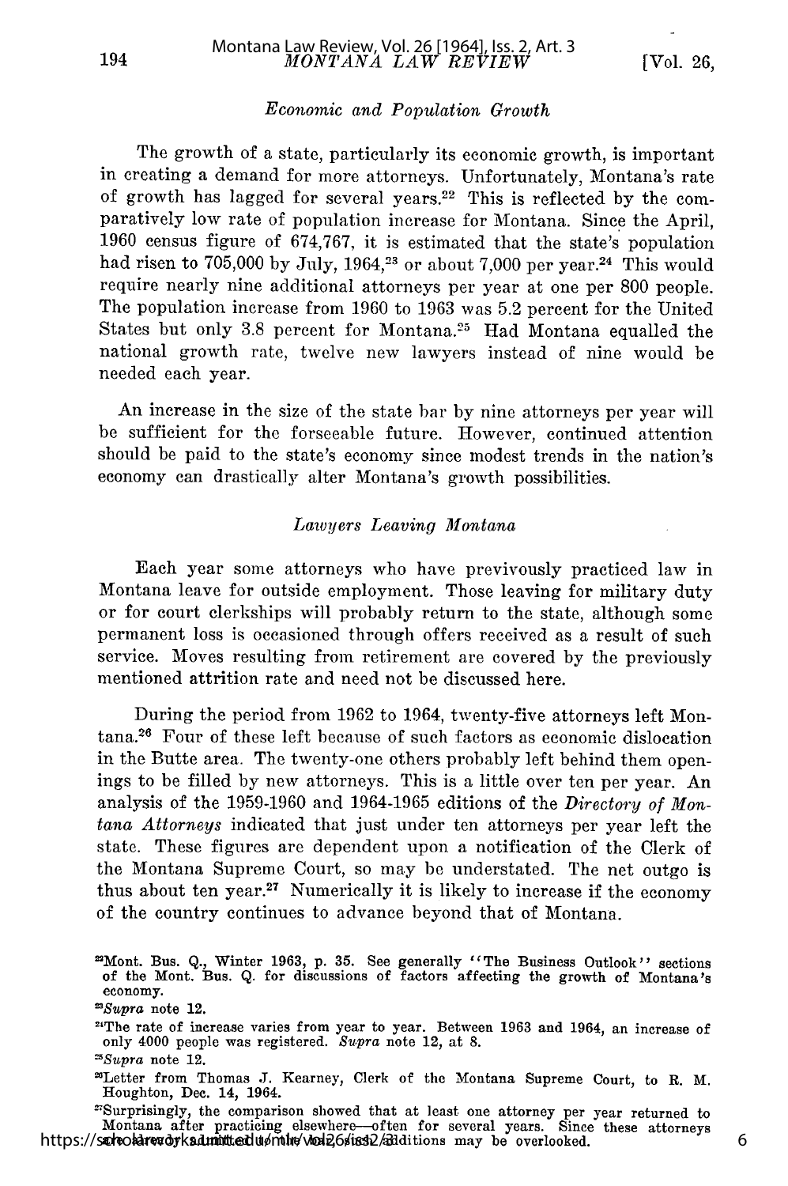### *Economic and Population Growth*

The growth of a state, particularly its economic growth, is important in creating a demand for more attorneys. Unfortunately, Montana's rate of growth has lagged for several years.[22] This is reflected by the comparatively low rate of population increase for Montana. Since the April, 1960 census figure of 674,767, it is estimated that the state's population had risen to 705,000 by July, 1964,[23] or about 7,000 per year.[24] This would require nearly nine additional attorneys per year at one per 800 people. The population increase from 1960 to 1963 was 5.2 percent for the United States but only 3.8 percent for Montana.[25] Had Montana equalled the national growth rate, twelve new lawyers instead of nine would be needed each year.

An increase in the size of the state bar by nine attorneys per year will be sufficient for the forseeable future. However, continued attention should be paid to the state's economy since modest trends in the nation's economy can drastically alter Montana's growth possibilities.

### *Lawyers Leaving Montana*

Each year some attorneys who have previvously practiced law in Montana leave for outside employment. Those leaving for military duty or for court clerkships will probably return to the state, although some permanent loss is occasioned through offers received as a result of such service. Moves resulting from retirement are covered by the previously mentioned attrition rate and need not be discussed here.

During the period from 1962 to 1964, twenty-five attorneys left Montana.[26] Four of these left because of such factors as economic dislocation in the Butte area. The twenty-one others probably left behind them openings to be filled by new attorneys. This is a little over ten per year. An analysis of the 1959-1960 and 1964-1965 editions of the *Directory of Montana Attorneys* indicated that just under ten attorneys per year left the state. These figures are dependent upon a notification of the Clerk of the Montana Supreme Court, so may be understated. The net outgo is thus about ten year.[27] Numerically it is likely to increase if the economy of the country continues to advance beyond that of Montana.

---

[22]Mont. Bus. Q., Winter 1963, p. 35. See generally "The Business Outlook" sections of the Mont. Bus. Q. for discussions of factors affecting the growth of Montana's economy.

[23]*Supra* note 12.

[24]The rate of increase varies from year to year. Between 1963 and 1964, an increase of only 4000 people was registered. *Supra* note 12, at 8.

[25]*Supra* note 12.

[26]Letter from Thomas J. Kearney, Clerk of the Montana Supreme Court, to R. M. Houghton, Dec. 14, 1964.

[27]Surprisingly, the comparison showed that at least one attorney per year returned to Montana after practicing elsewhere—often for several years. Since these attorneys are already admitted to the bar, such additions may be overlooked.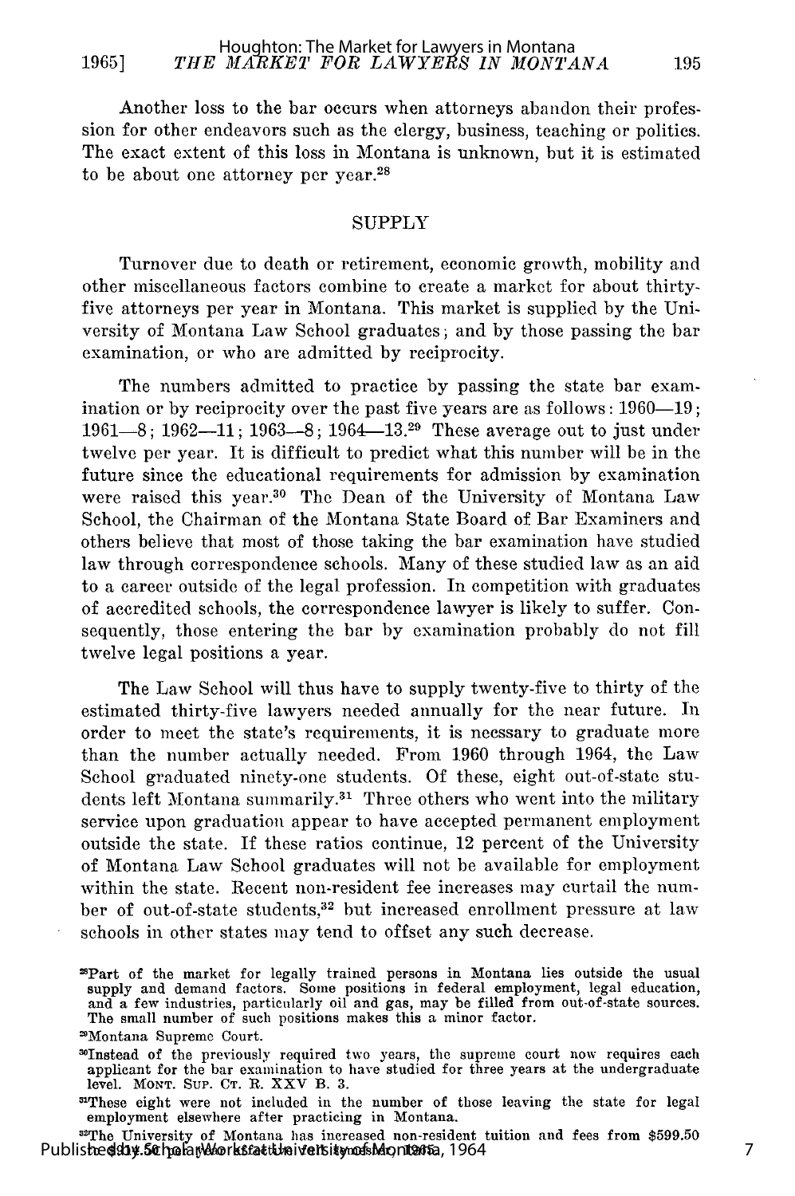Another loss to the bar occurs when attorneys abandon their profession for other endeavors such as the clergy, business, teaching or politics. The exact extent of this loss in Montana is unknown, but it is estimated to be about one attorney per year.[28]

## SUPPLY

Turnover due to death or retirement, economic growth, mobility and other miscellaneous factors combine to create a market for about thirty-five attorneys per year in Montana. This market is supplied by the University of Montana Law School graduates; and by those passing the bar examination, or who are admitted by reciprocity.

The numbers admitted to practice by passing the state bar examination or by reciprocity over the past five years are as follows: 1960—19; 1961—8; 1962—11; 1963—8; 1964—13.[29] These average out to just under twelve per year. It is difficult to predict what this number will be in the future since the educational requirements for admission by examination were raised this year.[30] The Dean of the University of Montana Law School, the Chairman of the Montana State Board of Bar Examiners and others believe that most of those taking the bar examination have studied law through correspondence schools. Many of these studied law as an aid to a career outside of the legal profession. In competition with graduates of accredited schools, the correspondence lawyer is likely to suffer. Consequently, those entering the bar by examination probably do not fill twelve legal positions a year.

The Law School will thus have to supply twenty-five to thirty of the estimated thirty-five lawyers needed annually for the near future. In order to meet the state's requirements, it is necessary to graduate more than the number actually needed. From 1960 through 1964, the Law School graduated ninety-one students. Of these, eight out-of-state students left Montana summarily.[31] Three others who went into the military service upon graduation appear to have accepted permanent employment outside the state. If these ratios continue, 12 percent of the University of Montana Law School graduates will not be available for employment within the state. Recent non-resident fee increases may curtail the number of out-of-state students,[32] but increased enrollment pressure at law schools in other states may tend to offset any such decrease.

---

[28]Part of the market for legally trained persons in Montana lies outside the usual supply and demand factors. Some positions in federal employment, legal education, and a few industries, particularly oil and gas, may be filled from out-of-state sources. The small number of such positions makes this a minor factor.

[29]Montana Supreme Court.

[30]Instead of the previously required two years, the supreme court now requires each applicant for the bar examination to have studied for three years at the undergraduate level. MONT. SUP. CT. R. XXV B. 3.

[31]These eight were not included in the number of those leaving the state for legal employment elsewhere after practicing in Montana.

[32]The University of Montana has increased non-resident tuition and fees from $599.50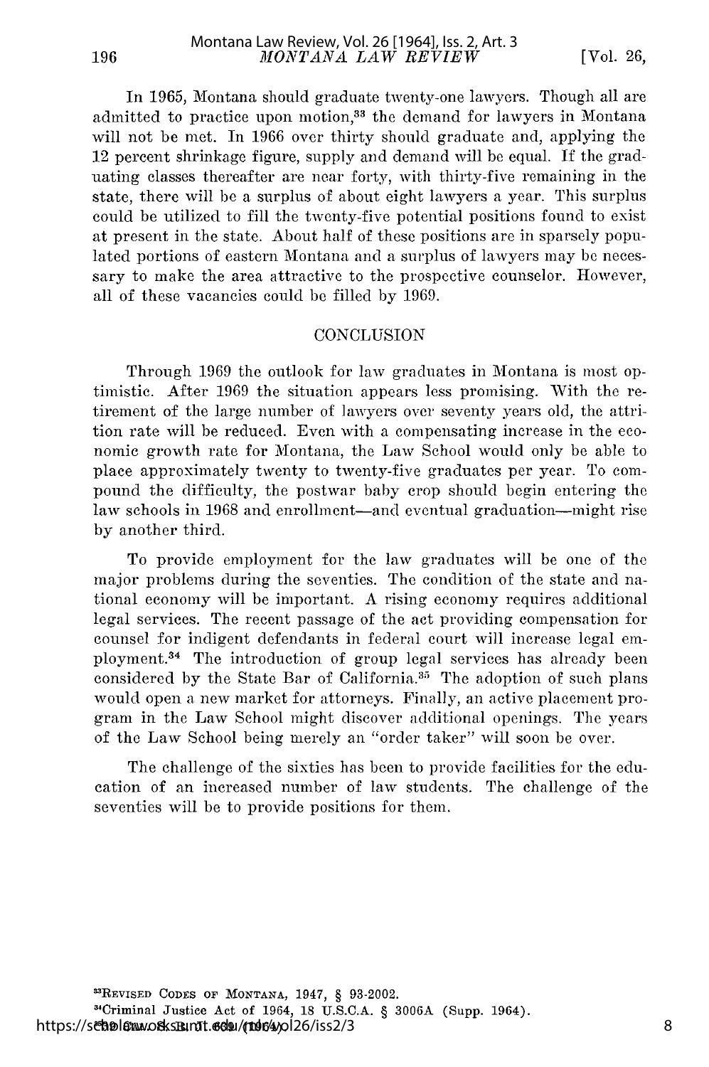In 1965, Montana should graduate twenty-one lawyers. Though all are admitted to practice upon motion,[33] the demand for lawyers in Montana will not be met. In 1966 over thirty should graduate and, applying the 12 percent shrinkage figure, supply and demand will be equal. If the graduating classes thereafter are near forty, with thirty-five remaining in the state, there will be a surplus of about eight lawyers a year. This surplus could be utilized to fill the twenty-five potential positions found to exist at present in the state. About half of these positions are in sparsely populated portions of eastern Montana and a surplus of lawyers may be necessary to make the area attractive to the prospective counselor. However, all of these vacancies could be filled by 1969.

## CONCLUSION

Through 1969 the outlook for law graduates in Montana is most optimistic. After 1969 the situation appears less promising. With the retirement of the large number of lawyers over seventy years old, the attrition rate will be reduced. Even with a compensating increase in the economic growth rate for Montana, the Law School would only be able to place approximately twenty to twenty-five graduates per year. To compound the difficulty, the postwar baby crop should begin entering the law schools in 1968 and enrollment—and eventual graduation—might rise by another third.

To provide employment for the law graduates will be one of the major problems during the seventies. The condition of the state and national economy will be important. A rising economy requires additional legal services. The recent passage of the act providing compensation for counsel for indigent defendants in federal court will increase legal employment.[34] The introduction of group legal services has already been considered by the State Bar of California.[35] The adoption of such plans would open a new market for attorneys. Finally, an active placement program in the Law School might discover additional openings. The years of the Law School being merely an "order taker" will soon be over.

The challenge of the sixties has been to provide facilities for the education of an increased number of law students. The challenge of the seventies will be to provide positions for them.

---

[33]REVISED CODES OF MONTANA, 1947, § 93-2002.

[34]Criminal Justice Act of 1964, 18 U.S.C.A. § 3006A (Supp. 1964).

[35]Bar Bull. (1964).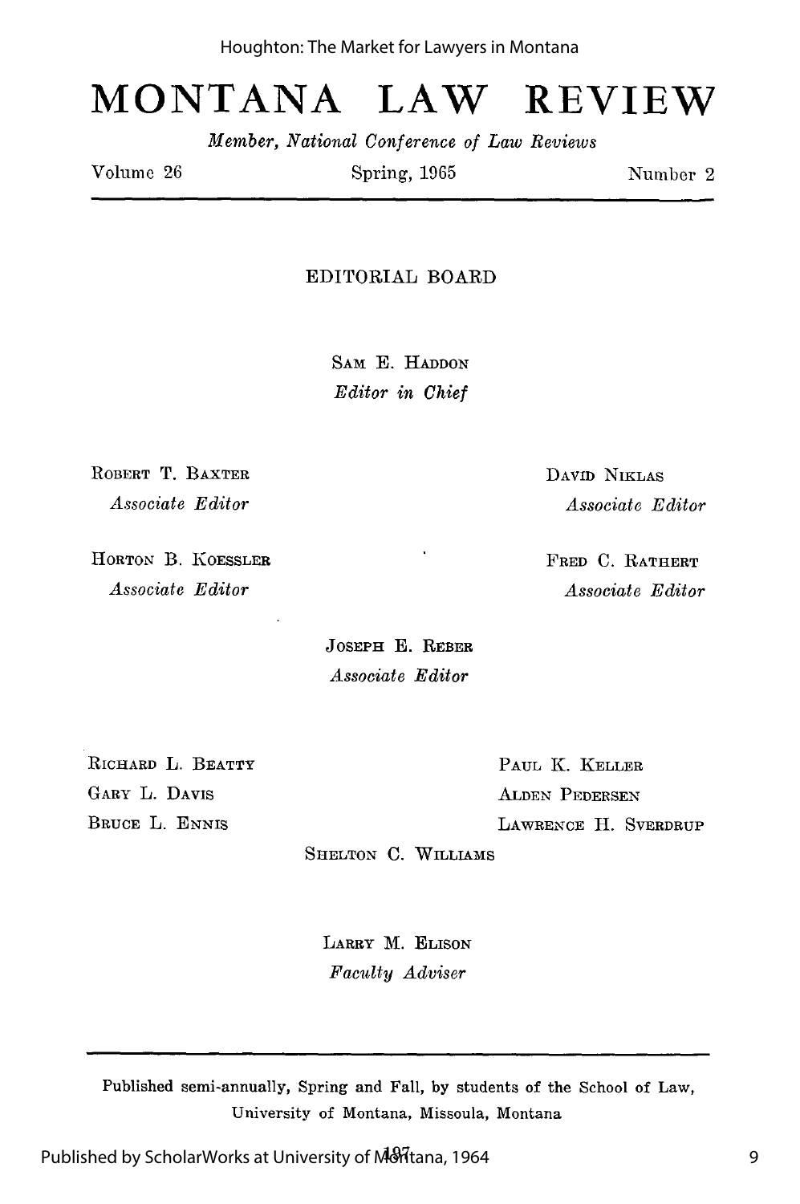# MONTANA LAW REVIEW

*Member, National Conference of Law Reviews*

Volume 26 | Spring, 1965 | Number 2

EDITORIAL BOARD

SAM E. HADDON
*Editor in Chief*

ROBERT T. BAXTER
*Associate Editor*

DAVID NIKLAS
*Associate Editor*

HORTON B. KOESSLER
*Associate Editor*

FRED C. RATHERT
*Associate Editor*

JOSEPH E. REBER
*Associate Editor*

RICHARD L. BEATTY
GARY L. DAVIS
BRUCE L. ENNIS
PAUL K. KELLER
ALDEN PEDERSEN
LAWRENCE H. SVERDRUP
SHELTON C. WILLIAMS

LARRY M. ELISON
*Faculty Adviser*

Published semi-annually, Spring and Fall, by students of the School of Law, University of Montana, Missoula, Montana